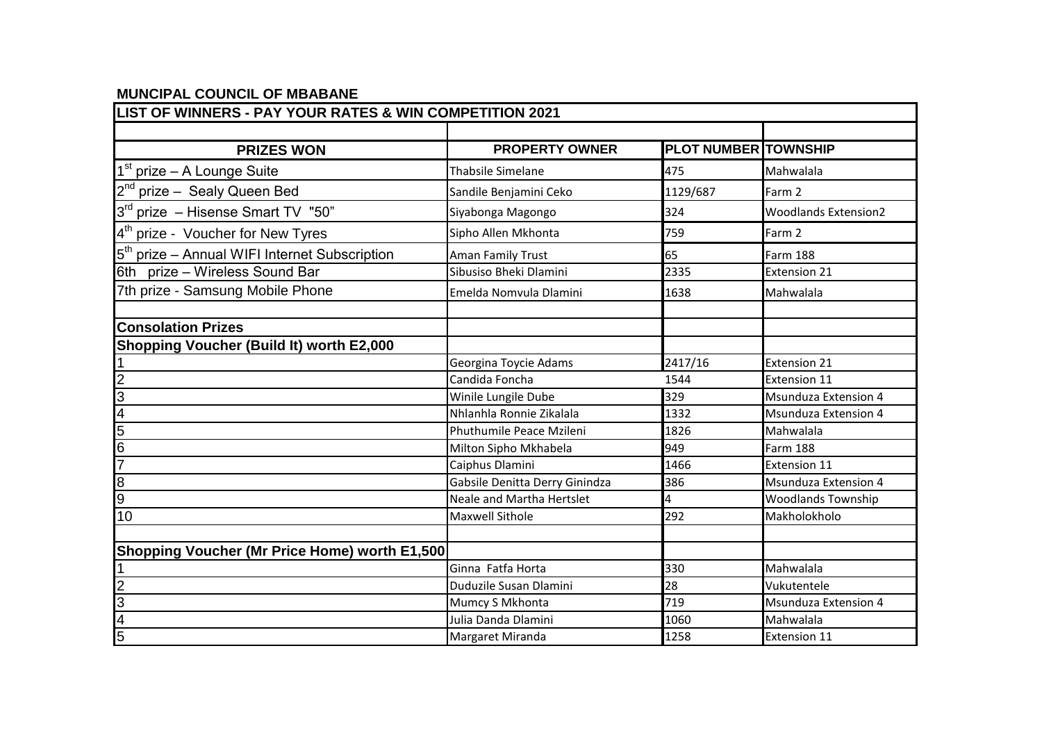**MUNCIPAL COUNCIL OF MBABANE**

| LIST OF WINNERS - PAY YOUR RATES & WIN COMPETITION 2021 | | | |
|---|---|---|---|
| | | | |
| **PRIZES WON** | **PROPERTY OWNER** | **PLOT NUMBER** | **TOWNSHIP** |
| 1st prize – A Lounge Suite | Thabsile Simelane | 475 | Mahwalala |
| 2nd prize – Sealy Queen Bed | Sandile Benjamini Ceko | 1129/687 | Farm 2 |
| 3rd prize – Hisense Smart TV "50" | Siyabonga Magongo | 324 | Woodlands Extension2 |
| 4th prize - Voucher for New Tyres | Sipho Allen Mkhonta | 759 | Farm 2 |
| 5th prize – Annual WIFI Internet Subscription | Aman Family Trust | 65 | Farm 188 |
| 6th prize – Wireless Sound Bar | Sibusiso Bheki Dlamini | 2335 | Extension 21 |
| 7th prize - Samsung Mobile Phone | Emelda Nomvula Dlamini | 1638 | Mahwalala |
| | | | |
| **Consolation Prizes** | | | |
| **Shopping Voucher (Build It) worth E2,000** | | | |
| 1 | Georgina Toycie Adams | 2417/16 | Extension 21 |
| 2 | Candida Foncha | 1544 | Extension 11 |
| 3 | Winile Lungile Dube | 329 | Msunduza Extension 4 |
| 4 | Nhlanhla Ronnie Zikalala | 1332 | Msunduza Extension 4 |
| 5 | Phuthumile Peace Mzileni | 1826 | Mahwalala |
| 6 | Milton Sipho Mkhabela | 949 | Farm 188 |
| 7 | Caiphus Dlamini | 1466 | Extension 11 |
| 8 | Gabsile Denitta Derry Ginindza | 386 | Msunduza Extension 4 |
| 9 | Neale and Martha Hertslet | 4 | Woodlands Township |
| 10 | Maxwell Sithole | 292 | Makholokholo |
| | | | |
| **Shopping Voucher (Mr Price Home) worth E1,500** | | | |
| 1 | Ginna Fatfa Horta | 330 | Mahwalala |
| 2 | Duduzile Susan Dlamini | 28 | Vukutentele |
| 3 | Mumcy S Mkhonta | 719 | Msunduza Extension 4 |
| 4 | Julia Danda Dlamini | 1060 | Mahwalala |
| 5 | Margaret Miranda | 1258 | Extension 11 |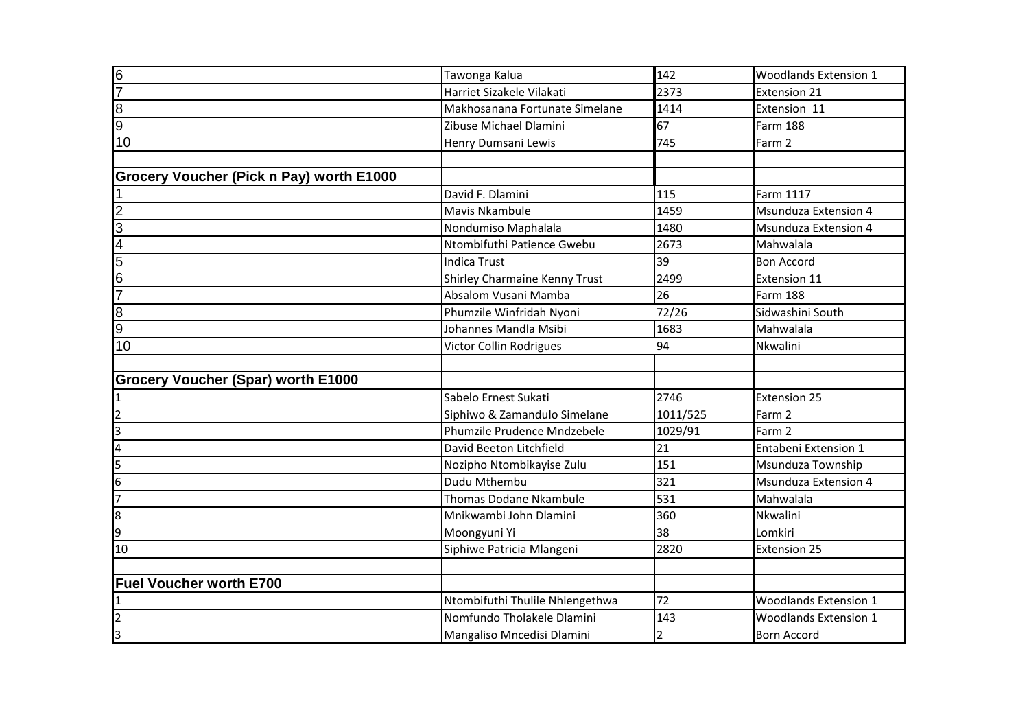| | | | |
|---|---|---|---|
| 6 | Tawonga Kalua | 142 | Woodlands Extension 1 |
| 7 | Harriet Sizakele Vilakati | 2373 | Extension 21 |
| 8 | Makhosanana Fortunate Simelane | 1414 | Extension 11 |
| 9 | Zibuse Michael Dlamini | 67 | Farm 188 |
| 10 | Henry Dumsani Lewis | 745 | Farm 2 |
| | | | |
| **Grocery Voucher (Pick n Pay) worth E1000** | | | |
| 1 | David F. Dlamini | 115 | Farm 1117 |
| 2 | Mavis Nkambule | 1459 | Msunduza Extension 4 |
| 3 | Nondumiso Maphalala | 1480 | Msunduza Extension 4 |
| 4 | Ntombifuthi Patience Gwebu | 2673 | Mahwalala |
| 5 | Indica Trust | 39 | Bon Accord |
| 6 | Shirley Charmaine Kenny Trust | 2499 | Extension 11 |
| 7 | Absalom Vusani Mamba | 26 | Farm 188 |
| 8 | Phumzile Winfridah Nyoni | 72/26 | Sidwashini South |
| 9 | Johannes Mandla Msibi | 1683 | Mahwalala |
| 10 | Victor Collin Rodrigues | 94 | Nkwalini |
| | | | |
| **Grocery Voucher (Spar) worth E1000** | | | |
| 1 | Sabelo Ernest Sukati | 2746 | Extension 25 |
| 2 | Siphiwo & Zamandulo Simelane | 1011/525 | Farm 2 |
| 3 | Phumzile Prudence Mndzebele | 1029/91 | Farm 2 |
| 4 | David Beeton Litchfield | 21 | Entabeni Extension 1 |
| 5 | Nozipho Ntombikayise Zulu | 151 | Msunduza Township |
| 6 | Dudu Mthembu | 321 | Msunduza Extension 4 |
| 7 | Thomas Dodane Nkambule | 531 | Mahwalala |
| 8 | Mnikwambi John Dlamini | 360 | Nkwalini |
| 9 | Moongyuni Yi | 38 | Lomkiri |
| 10 | Siphiwe Patricia Mlangeni | 2820 | Extension 25 |
| | | | |
| **Fuel Voucher worth E700** | | | |
| 1 | Ntombifuthi Thulile Nhlengethwa | 72 | Woodlands Extension 1 |
| 2 | Nomfundo Tholakele Dlamini | 143 | Woodlands Extension 1 |
| 3 | Mangaliso Mncedisi Dlamini | 2 | Born Accord |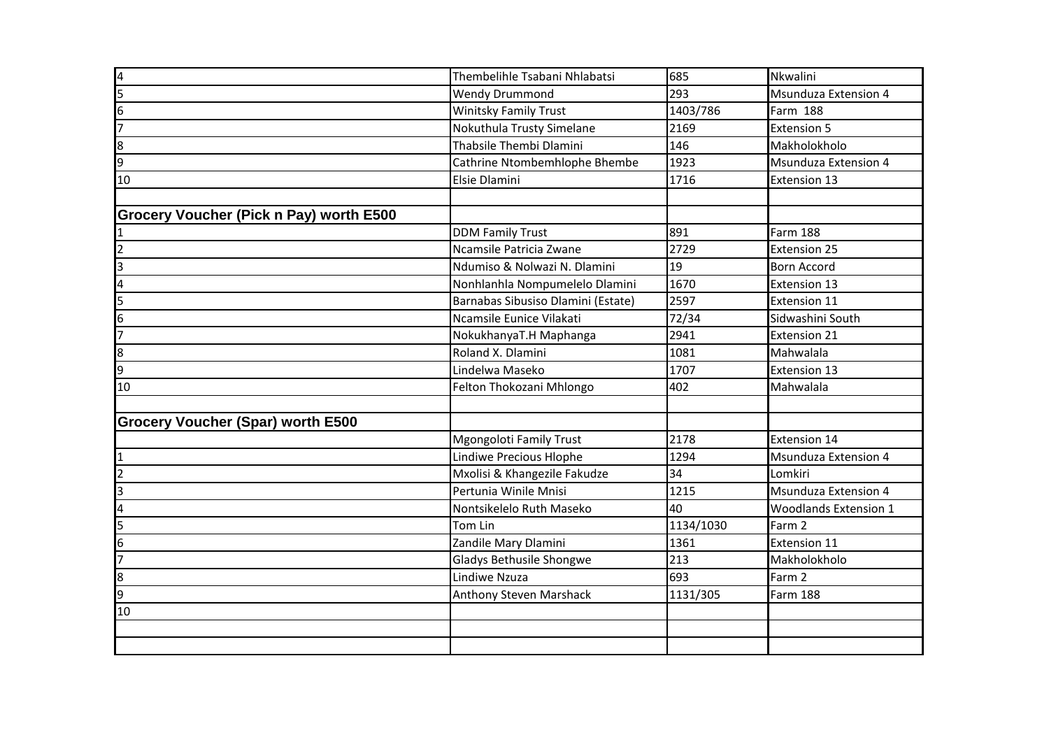| | | | |
|---|---|---|---|
| 4 | Thembelihle Tsabani Nhlabatsi | 685 | Nkwalini |
| 5 | Wendy Drummond | 293 | Msunduza Extension 4 |
| 6 | Winitsky Family Trust | 1403/786 | Farm 188 |
| 7 | Nokuthula Trusty Simelane | 2169 | Extension 5 |
| 8 | Thabsile Thembi Dlamini | 146 | Makholokholo |
| 9 | Cathrine Ntombemhlophe Bhembe | 1923 | Msunduza Extension 4 |
| 10 | Elsie Dlamini | 1716 | Extension 13 |
| | | | |
| **Grocery Voucher (Pick n Pay) worth E500** | | | |
| 1 | DDM Family Trust | 891 | Farm 188 |
| 2 | Ncamsile Patricia Zwane | 2729 | Extension 25 |
| 3 | Ndumiso & Nolwazi N. Dlamini | 19 | Born Accord |
| 4 | Nonhlanhla Nompumelelo Dlamini | 1670 | Extension 13 |
| 5 | Barnabas Sibusiso Dlamini (Estate) | 2597 | Extension 11 |
| 6 | Ncamsile Eunice Vilakati | 72/34 | Sidwashini South |
| 7 | NokukhanyaT.H Maphanga | 2941 | Extension 21 |
| 8 | Roland X. Dlamini | 1081 | Mahwalala |
| 9 | Lindelwa Maseko | 1707 | Extension 13 |
| 10 | Felton Thokozani Mhlongo | 402 | Mahwalala |
| | | | |
| **Grocery Voucher (Spar) worth E500** | | | |
| | Mgongoloti Family Trust | 2178 | Extension 14 |
| 1 | Lindiwe Precious Hlophe | 1294 | Msunduza Extension 4 |
| 2 | Mxolisi & Khangezile Fakudze | 34 | Lomkiri |
| 3 | Pertunia Winile Mnisi | 1215 | Msunduza Extension 4 |
| 4 | Nontsikelelo Ruth Maseko | 40 | Woodlands Extension 1 |
| 5 | Tom Lin | 1134/1030 | Farm 2 |
| 6 | Zandile Mary Dlamini | 1361 | Extension 11 |
| 7 | Gladys Bethusile Shongwe | 213 | Makholokholo |
| 8 | Lindiwe Nzuza | 693 | Farm 2 |
| 9 | Anthony Steven Marshack | 1131/305 | Farm 188 |
| 10 | | | |
| | | | |
| | | | |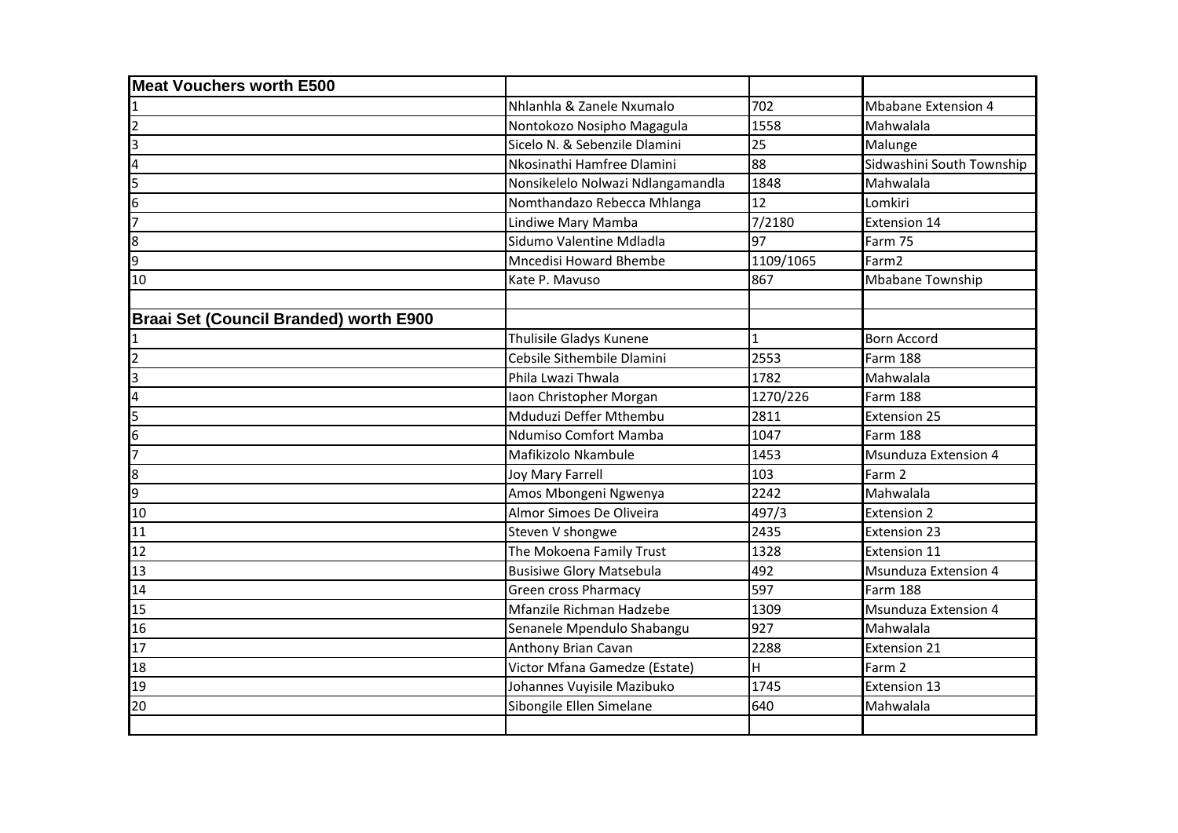| Meat Vouchers worth E500 | | | |
|---|---|---|---|
| 1 | Nhlanhla & Zanele Nxumalo | 702 | Mbabane Extension 4 |
| 2 | Nontokozo Nosipho Magagula | 1558 | Mahwalala |
| 3 | Sicelo N. & Sebenzile Dlamini | 25 | Malunge |
| 4 | Nkosinathi Hamfree Dlamini | 88 | Sidwashini South Township |
| 5 | Nonsikelelo Nolwazi Ndlangamandla | 1848 | Mahwalala |
| 6 | Nomthandazo Rebecca Mhlanga | 12 | Lomkiri |
| 7 | Lindiwe Mary Mamba | 7/2180 | Extension 14 |
| 8 | Sidumo Valentine Mdladla | 97 | Farm 75 |
| 9 | Mncedisi Howard Bhembe | 1109/1065 | Farm2 |
| 10 | Kate P. Mavuso | 867 | Mbabane Township |
| | | | |
| **Braai Set (Council Branded) worth E900** | | | |
| 1 | Thulisile Gladys Kunene | 1 | Born Accord |
| 2 | Cebsile Sithembile Dlamini | 2553 | Farm 188 |
| 3 | Phila Lwazi Thwala | 1782 | Mahwalala |
| 4 | Iaon Christopher Morgan | 1270/226 | Farm 188 |
| 5 | Mduduzi Deffer Mthembu | 2811 | Extension 25 |
| 6 | Ndumiso Comfort Mamba | 1047 | Farm 188 |
| 7 | Mafikizolo Nkambule | 1453 | Msunduza Extension 4 |
| 8 | Joy Mary Farrell | 103 | Farm 2 |
| 9 | Amos Mbongeni Ngwenya | 2242 | Mahwalala |
| 10 | Almor Simoes De Oliveira | 497/3 | Extension 2 |
| 11 | Steven V shongwe | 2435 | Extension 23 |
| 12 | The Mokoena Family Trust | 1328 | Extension 11 |
| 13 | Busisiwe Glory Matsebula | 492 | Msunduza Extension 4 |
| 14 | Green cross Pharmacy | 597 | Farm 188 |
| 15 | Mfanzile Richman Hadzebe | 1309 | Msunduza Extension 4 |
| 16 | Senanele Mpendulo Shabangu | 927 | Mahwalala |
| 17 | Anthony Brian Cavan | 2288 | Extension 21 |
| 18 | Victor Mfana Gamedze (Estate) | H | Farm 2 |
| 19 | Johannes Vuyisile Mazibuko | 1745 | Extension 13 |
| 20 | Sibongile Ellen Simelane | 640 | Mahwalala |
| | | | |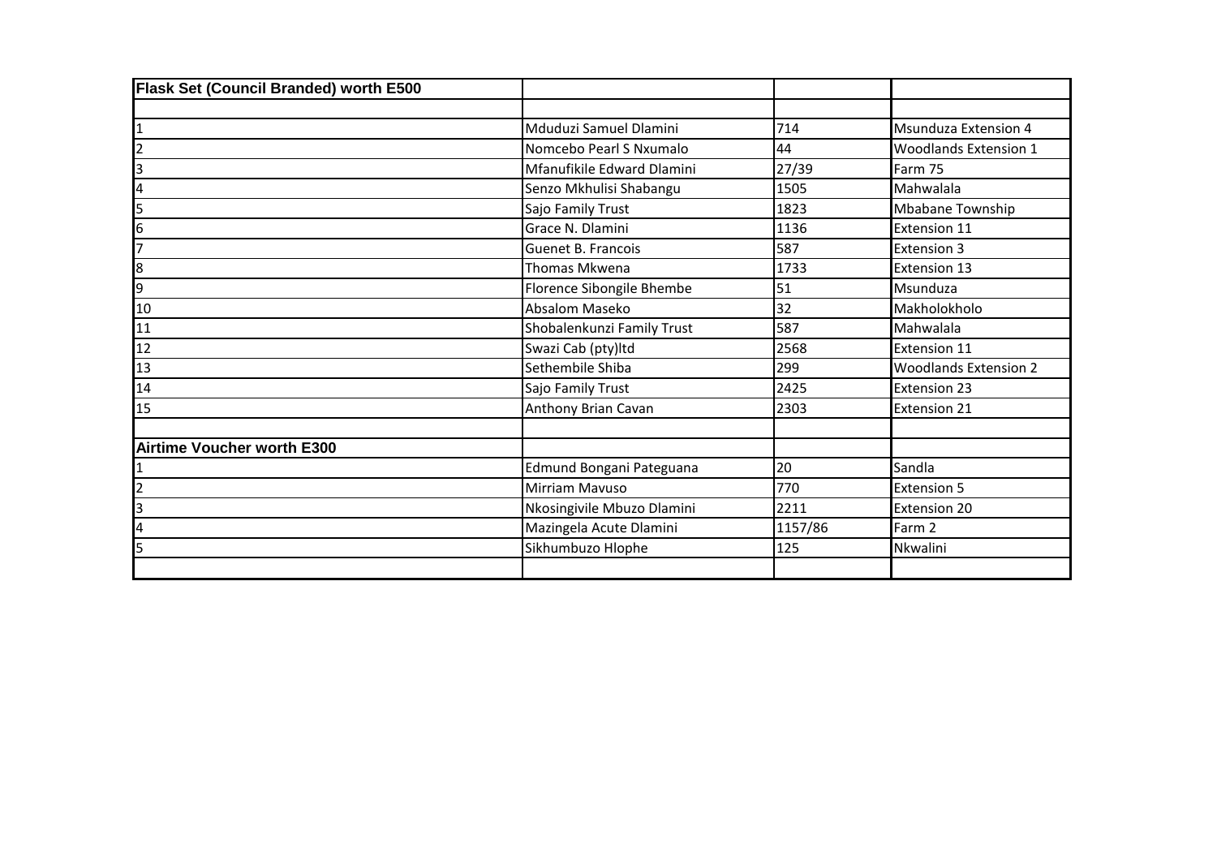| | | | |
|---|---|---|---|
| **Flask Set (Council Branded) worth E500** | | | |
| | | | |
| 1 | Mduduzi Samuel Dlamini | 714 | Msunduza Extension 4 |
| 2 | Nomcebo Pearl S Nxumalo | 44 | Woodlands Extension 1 |
| 3 | Mfanufikile Edward Dlamini | 27/39 | Farm 75 |
| 4 | Senzo Mkhulisi Shabangu | 1505 | Mahwalala |
| 5 | Sajo Family Trust | 1823 | Mbabane Township |
| 6 | Grace N. Dlamini | 1136 | Extension 11 |
| 7 | Guenet B. Francois | 587 | Extension 3 |
| 8 | Thomas Mkwena | 1733 | Extension 13 |
| 9 | Florence Sibongile Bhembe | 51 | Msunduza |
| 10 | Absalom Maseko | 32 | Makholokholo |
| 11 | Shobalenkunzi Family Trust | 587 | Mahwalala |
| 12 | Swazi Cab (pty)ltd | 2568 | Extension 11 |
| 13 | Sethembile Shiba | 299 | Woodlands Extension 2 |
| 14 | Sajo Family Trust | 2425 | Extension 23 |
| 15 | Anthony Brian Cavan | 2303 | Extension 21 |
| | | | |
| **Airtime Voucher worth E300** | | | |
| 1 | Edmund Bongani Pateguana | 20 | Sandla |
| 2 | Mirriam Mavuso | 770 | Extension 5 |
| 3 | Nkosingivile Mbuzo Dlamini | 2211 | Extension 20 |
| 4 | Mazingela Acute Dlamini | 1157/86 | Farm 2 |
| 5 | Sikhumbuzo Hlophe | 125 | Nkwalini |
| | | | |